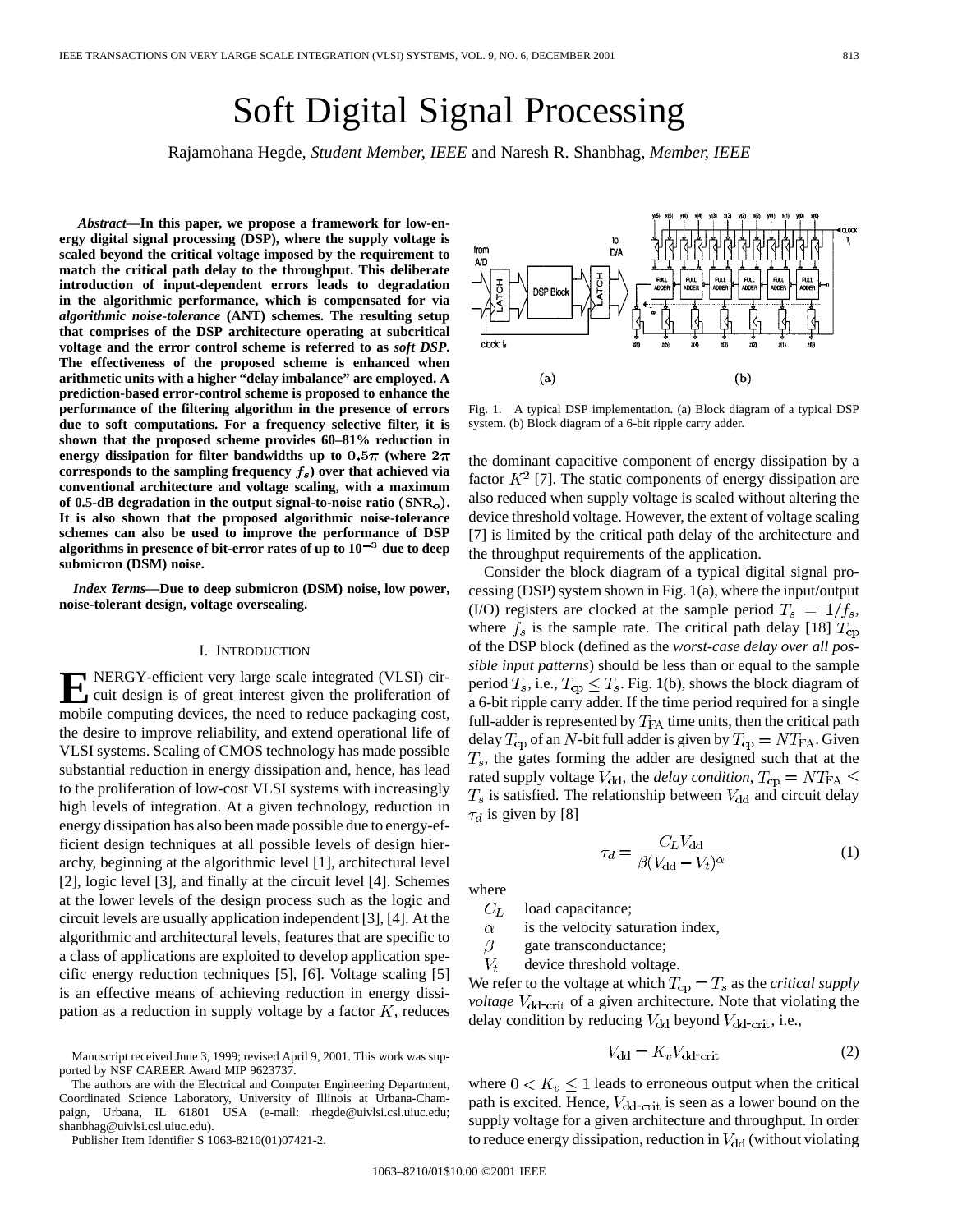# Soft Digital Signal Processing

Rajamohana Hegde, *Student Member, IEEE* and Naresh R. Shanbhag, *Member, IEEE*

***Abstract*—In this paper, we propose a framework for low-energy digital signal processing (DSP), where the supply voltage is scaled beyond the critical voltage imposed by the requirement to match the critical path delay to the throughput. This deliberate introduction of input-dependent errors leads to degradation in the algorithmic performance, which is compensated for via *algorithmic noise-tolerance* (ANT) schemes. The resulting setup that comprises of the DSP architecture operating at subcritical voltage and the error control scheme is referred to as *soft DSP*. The effectiveness of the proposed scheme is enhanced when arithmetic units with a higher "delay imbalance" are employed. A prediction-based error-control scheme is proposed to enhance the performance of the filtering algorithm in the presence of errors due to soft computations. For a frequency selective filter, it is shown that the proposed scheme provides 60–81% reduction in energy dissipation for filter bandwidths up to $0.5\pi$ (where $2\pi$ corresponds to the sampling frequency $f_s$) over that achieved via conventional architecture and voltage scaling, with a maximum of 0.5-dB degradation in the output signal-to-noise ratio ($\text{SNR}_o$). It is also shown that the proposed algorithmic noise-tolerance schemes can also be used to improve the performance of DSP algorithms in presence of bit-error rates of up to $10^{-3}$ due to deep submicron (DSM) noise.**

***Index Terms*—Due to deep submicron (DSM) noise, low power, noise-tolerant design, voltage oversealing.**

## I. Introduction

Energy-efficient very large scale integrated (VLSI) circuit design is of great interest given the proliferation of mobile computing devices, the need to reduce packaging cost, the desire to improve reliability, and extend operational life of VLSI systems. Scaling of CMOS technology has made possible substantial reduction in energy dissipation and, hence, has lead to the proliferation of low-cost VLSI systems with increasingly high levels of integration. At a given technology, reduction in energy dissipation has also been made possible due to energy-efficient design techniques at all possible levels of design hierarchy, beginning at the algorithmic level [1], architectural level [2], logic level [3], and finally at the circuit level [4]. Schemes at the lower levels of the design process such as the logic and circuit levels are usually application independent [3], [4]. At the algorithmic and architectural levels, features that are specific to a class of applications are exploited to develop application specific energy reduction techniques [5], [6]. Voltage scaling [5] is an effective means of achieving reduction in energy dissipation as a reduction in supply voltage by a factor $K$, reduces the dominant capacitive component of energy dissipation by a factor $K^2$ [7]. The static components of energy dissipation are also reduced when supply voltage is scaled without altering the device threshold voltage. However, the extent of voltage scaling [7] is limited by the critical path delay of the architecture and the throughput requirements of the application.

Fig. 1. A typical DSP implementation. (a) Block diagram of a typical DSP system. (b) Block diagram of a 6-bit ripple carry adder.

Consider the block diagram of a typical digital signal processing (DSP) system shown in Fig. 1(a), where the input/output (I/O) registers are clocked at the sample period $T_s = 1/f_s$, where $f_s$ is the sample rate. The critical path delay [18] $T_{\text{cp}}$ of the DSP block (defined as the *worst-case delay over all possible input patterns*) should be less than or equal to the sample period $T_s$, i.e., $T_{\text{cp}} \leq T_s$. Fig. 1(b), shows the block diagram of a 6-bit ripple carry adder. If the time period required for a single full-adder is represented by $T_{\text{FA}}$ time units, then the critical path delay $T_{\text{cp}}$ of an $N$-bit full adder is given by $T_{\text{cp}} = NT_{\text{FA}}$. Given $T_s$, the gates forming the adder are designed such that at the rated supply voltage $V_{\text{dd}}$, the *delay condition*, $T_{\text{cp}} = NT_{\text{FA}} \leq T_s$ is satisfied. The relationship between $V_{\text{dd}}$ and circuit delay $\tau_d$ is given by [8]

$$\tau_d = \frac{C_L V_{\text{dd}}}{\beta (V_{\text{dd}} - V_t)^{\alpha}} \tag{1}$$

where

- $C_L$ load capacitance;
- $\alpha$ is the velocity saturation index,
- $\beta$ gate transconductance;
- $V_t$ device threshold voltage.

We refer to the voltage at which $T_{\text{cp}} = T_s$ as the *critical supply voltage* $V_{\text{dd-crit}}$ of a given architecture. Note that violating the delay condition by reducing $V_{\text{dd}}$ beyond $V_{\text{dd-crit}}$, i.e.,

$$V_{\text{dd}} = K_v V_{\text{dd-crit}} \tag{2}$$

where $0 < K_v \leq 1$ leads to erroneous output when the critical path is excited. Hence, $V_{\text{dd-crit}}$ is seen as a lower bound on the supply voltage for a given architecture and throughput. In order to reduce energy dissipation, reduction in $V_{\text{dd}}$ (without violating

Manuscript received June 3, 1999; revised April 9, 2001. This work was supported by NSF CAREER Award MIP 9623737.

The authors are with the Electrical and Computer Engineering Department, Coordinated Science Laboratory, University of Illinois at Urbana-Champaign, Urbana, IL 61801 USA (e-mail: rhegde@uivlsi.csl.uiuc.edu; shanbhag@uivlsi.csl.uiuc.edu).

Publisher Item Identifier S 1063-8210(01)07421-2.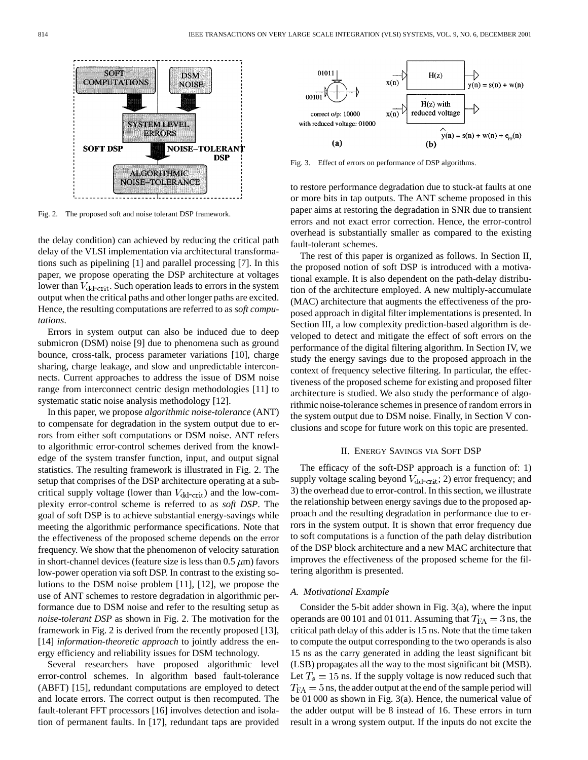Fig. 2. The proposed soft and noise tolerant DSP framework.

the delay condition) can achieved by reducing the critical path delay of the VLSI implementation via architectural transformations such as pipelining [1] and parallel processing [7]. In this paper, we propose operating the DSP architecture at voltages lower than $V_{\rm dd\text{-}crit}$. Such operation leads to errors in the system output when the critical paths and other longer paths are excited. Hence, the resulting computations are referred to as *soft computations*.

Errors in system output can also be induced due to deep submicron (DSM) noise [9] due to phenomena such as ground bounce, cross-talk, process parameter variations [10], charge sharing, charge leakage, and slow and unpredictable interconnects. Current approaches to address the issue of DSM noise range from interconnect centric design methodologies [11] to systematic static noise analysis methodology [12].

In this paper, we propose *algorithmic noise-tolerance* (ANT) to compensate for degradation in the system output due to errors from either soft computations or DSM noise. ANT refers to algorithmic error-control schemes derived from the knowledge of the system transfer function, input, and output signal statistics. The resulting framework is illustrated in Fig. 2. The setup that comprises of the DSP architecture operating at a subcritical supply voltage (lower than $V_{\rm dd\text{-}crit}$) and the low-complexity error-control scheme is referred to as *soft DSP*. The goal of soft DSP is to achieve substantial energy-savings while meeting the algorithmic performance specifications. Note that the effectiveness of the proposed scheme depends on the error frequency. We show that the phenomenon of velocity saturation in short-channel devices (feature size is less than 0.5 $\mu$m) favors low-power operation via soft DSP. In contrast to the existing solutions to the DSM noise problem [11], [12], we propose the use of ANT schemes to restore degradation in algorithmic performance due to DSM noise and refer to the resulting setup as *noise-tolerant DSP* as shown in Fig. 2. The motivation for the framework in Fig. 2 is derived from the recently proposed [13], [14] *information-theoretic approach* to jointly address the energy efficiency and reliability issues for DSM technology.

Several researchers have proposed algorithmic level error-control schemes. In algorithm based fault-tolerance (ABFT) [15], redundant computations are employed to detect and locate errors. The correct output is then recomputed. The fault-tolerant FFT processors [16] involves detection and isolation of permanent faults. In [17], redundant taps are provided to restore performance degradation due to stuck-at faults at one or more bits in tap outputs. The ANT scheme proposed in this paper aims at restoring the degradation in SNR due to transient errors and not exact error correction. Hence, the error-control overhead is substantially smaller as compared to the existing fault-tolerant schemes.

Fig. 3. Effect of errors on performance of DSP algorithms.

The rest of this paper is organized as follows. In Section II, the proposed notion of soft DSP is introduced with a motivational example. It is also dependent on the path-delay distribution of the architecture employed. A new multiply-accumulate (MAC) architecture that augments the effectiveness of the proposed approach in digital filter implementations is presented. In Section III, a low complexity prediction-based algorithm is developed to detect and mitigate the effect of soft errors on the performance of the digital filtering algorithm. In Section IV, we study the energy savings due to the proposed approach in the context of frequency selective filtering. In particular, the effectiveness of the proposed scheme for existing and proposed filter architecture is studied. We also study the performance of algorithmic noise-tolerance schemes in presence of random errors in the system output due to DSM noise. Finally, in Section V conclusions and scope for future work on this topic are presented.

## II. Energy Savings via Soft DSP

The efficacy of the soft-DSP approach is a function of: 1) supply voltage scaling beyond $V_{\rm dd\text{-}crit}$; 2) error frequency; and 3) the overhead due to error-control. In this section, we illustrate the relationship between energy savings due to the proposed approach and the resulting degradation in performance due to errors in the system output. It is shown that error frequency due to soft computations is a function of the path delay distribution of the DSP block architecture and a new MAC architecture that improves the effectiveness of the proposed scheme for the filtering algorithm is presented.

### A. Motivational Example

Consider the 5-bit adder shown in Fig. 3(a), where the input operands are 00 101 and 01 011. Assuming that $T_{\rm FA} = 3$ ns, the critical path delay of this adder is 15 ns. Note that the time taken to compute the output corresponding to the two operands is also 15 ns as the carry generated in adding the least significant bit (LSB) propagates all the way to the most significant bit (MSB). Let $T_s = 15$ ns. If the supply voltage is now reduced such that $T_{\rm FA} = 5$ ns, the adder output at the end of the sample period will be 01 000 as shown in Fig. 3(a). Hence, the numerical value of the adder output will be 8 instead of 16. These errors in turn result in a wrong system output. If the inputs do not excite the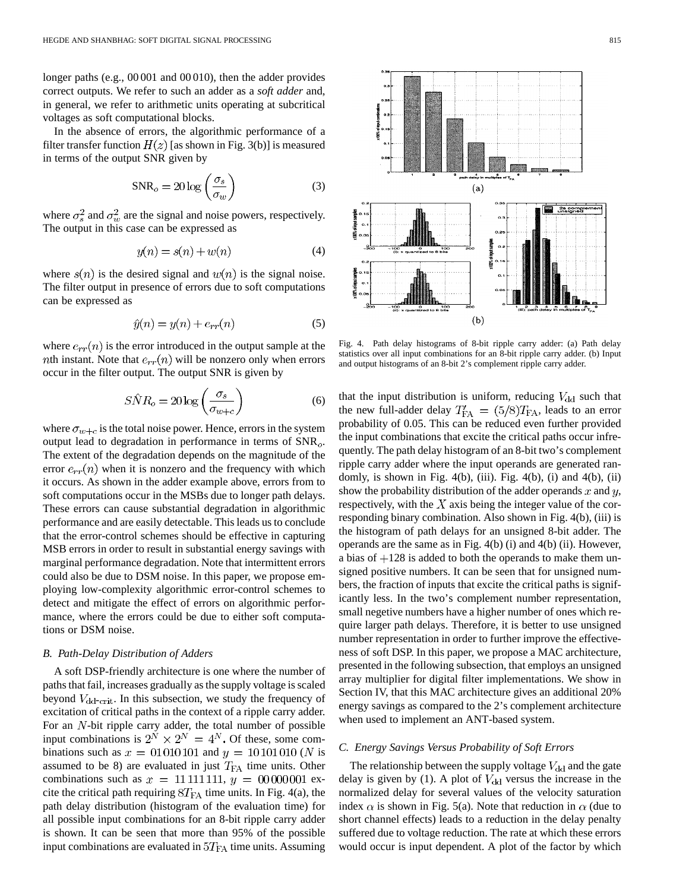longer paths (e.g., 00 001 and 00 010), then the adder provides correct outputs. We refer to such an adder as a *soft adder* and, in general, we refer to arithmetic units operating at subcritical voltages as soft computational blocks.

In the absence of errors, the algorithmic performance of a filter transfer function $H(z)$ [as shown in Fig. 3(b)] is measured in terms of the output SNR given by

$$\mathrm{SNR}_o = 20 \log \left( \frac{\sigma_s}{\sigma_w} \right) \tag{3}$$

where $\sigma_s^2$ and $\sigma_w^2$ are the signal and noise powers, respectively. The output in this case can be expressed as

$$y(n) = s(n) + w(n) \tag{4}$$

where $s(n)$ is the desired signal and $w(n)$ is the signal noise. The filter output in presence of errors due to soft computations can be expressed as

$$\hat{y}(n) = y(n) + e_{rr}(n) \tag{5}$$

where $e_{rr}(n)$ is the error introduced in the output sample at the $n$th instant. Note that $e_{rr}(n)$ will be nonzero only when errors occur in the filter output. The output SNR is given by

$$S\hat{N}R_o = 20 \log \left( \frac{\sigma_s}{\sigma_{w+c}} \right) \tag{6}$$

where $\sigma_{w+c}$ is the total noise power. Hence, errors in the system output lead to degradation in performance in terms of $\mathrm{SNR}_o$. The extent of the degradation depends on the magnitude of the error $e_{rr}(n)$ when it is nonzero and the frequency with which it occurs. As shown in the adder example above, errors from to soft computations occur in the MSBs due to longer path delays. These errors can cause substantial degradation in algorithmic performance and are easily detectable. This leads us to conclude that the error-control schemes should be effective in capturing MSB errors in order to result in substantial energy savings with marginal performance degradation. Note that intermittent errors could also be due to DSM noise. In this paper, we propose employing low-complexity algorithmic error-control schemes to detect and mitigate the effect of errors on algorithmic performance, where the errors could be due to either soft computations or DSM noise.

### B. Path-Delay Distribution of Adders

A soft DSP-friendly architecture is one where the number of paths that fail, increases gradually as the supply voltage is scaled beyond $V_{\mathrm{dd\text{-}crit}}$. In this subsection, we study the frequency of excitation of critical paths in the context of a ripple carry adder. For an $N$-bit ripple carry adder, the total number of possible input combinations is $2^N \times 2^N = 4^N$. Of these, some combinations such as $x = 01010101$ and $y = 10101010$ ($N$ is assumed to be 8) are evaluated in just $T_{\mathrm{FA}}$ time units. Other combinations such as $x = 11111111$, $y = 00000001$ excite the critical path requiring $8T_{\mathrm{FA}}$ time units. In Fig. 4(a), the path delay distribution (histogram of the evaluation time) for all possible input combinations for an 8-bit ripple carry adder is shown. It can be seen that more than 95% of the possible input combinations are evaluated in $5T_{\mathrm{FA}}$ time units. Assuming that the input distribution is uniform, reducing $V_{\mathrm{dd}}$ such that the new full-adder delay $T'_{\mathrm{FA}} = (5/8)T_{\mathrm{FA}}$, leads to an error probability of 0.05. This can be reduced even further provided the input combinations that excite the critical paths occur infrequently. The path delay histogram of an 8-bit two's complement ripple carry adder where the input operands are generated randomly, is shown in Fig. 4(b), (iii). Fig. 4(b), (i) and 4(b), (ii) show the probability distribution of the adder operands $x$ and $y$, respectively, with the $X$ axis being the integer value of the corresponding binary combination. Also shown in Fig. 4(b), (iii) is the histogram of path delays for an unsigned 8-bit adder. The operands are the same as in Fig. 4(b) (i) and 4(b) (ii). However, a bias of $+128$ is added to both the operands to make them unsigned positive numbers. It can be seen that for unsigned numbers, the fraction of inputs that excite the critical paths is significantly less. In the two's complement number representation, small negetive numbers have a higher number of ones which require larger path delays. Therefore, it is better to use unsigned number representation in order to further improve the effectiveness of soft DSP. In this paper, we propose a MAC architecture, presented in the following subsection, that employs an unsigned array multiplier for digital filter implementations. We show in Section IV, that this MAC architecture gives an additional 20% energy savings as compared to the 2's complement architecture when used to implement an ANT-based system.

Fig. 4. Path delay histograms of 8-bit ripple carry adder: (a) Path delay statistics over all input combinations for an 8-bit ripple carry adder. (b) Input and output histograms of an 8-bit 2's complement ripple carry adder.

### C. Energy Savings Versus Probability of Soft Errors

The relationship between the supply voltage $V_{\mathrm{dd}}$ and the gate delay is given by (1). A plot of $V_{\mathrm{dd}}$ versus the increase in the normalized delay for several values of the velocity saturation index $\alpha$ is shown in Fig. 5(a). Note that reduction in $\alpha$ (due to short channel effects) leads to a reduction in the delay penalty suffered due to voltage reduction. The rate at which these errors would occur is input dependent. A plot of the factor by which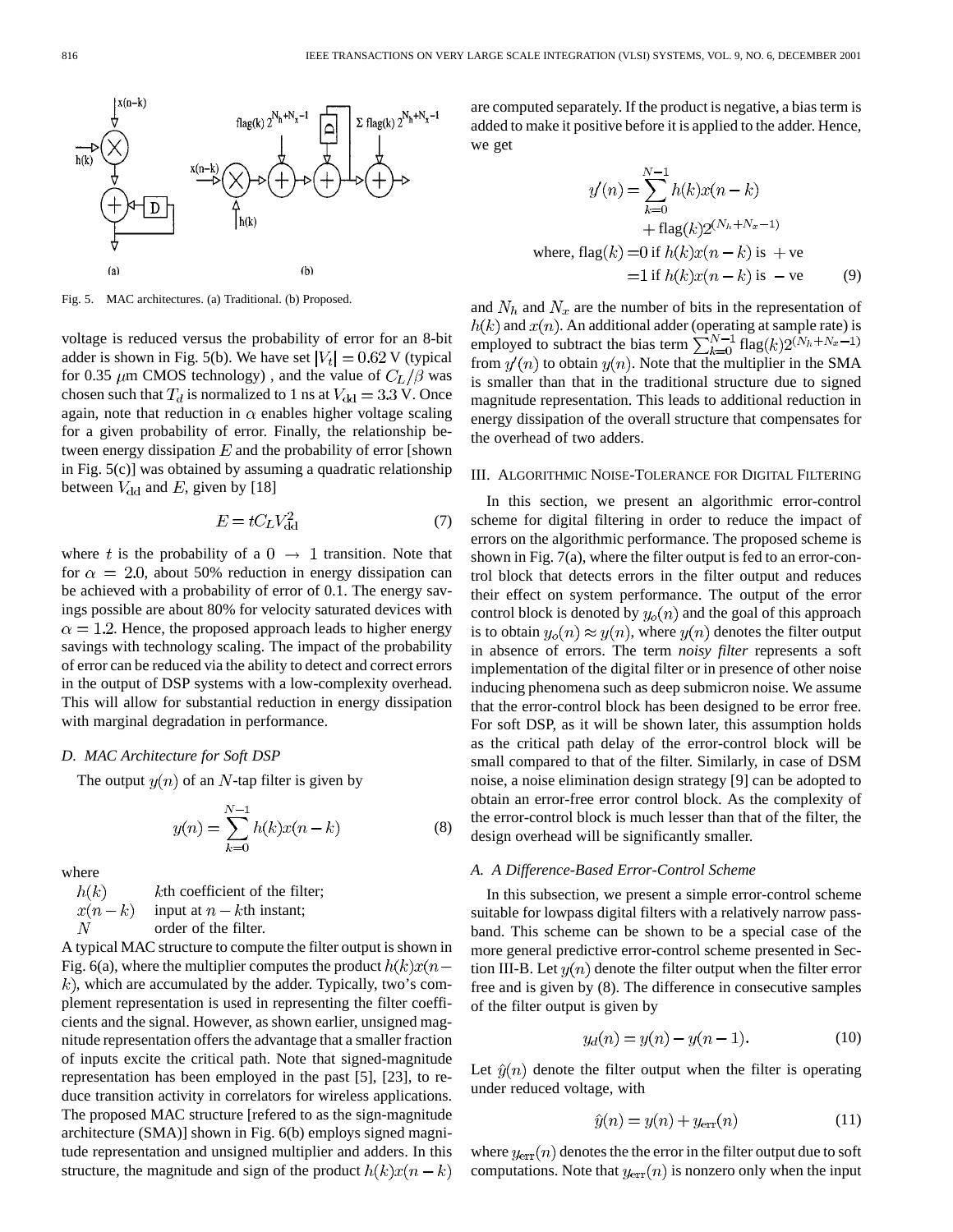Fig. 5. MAC architectures. (a) Traditional. (b) Proposed.

voltage is reduced versus the probability of error for an 8-bit adder is shown in Fig. 5(b). We have set $|V_t| = 0.62$ V (typical for 0.35 $\mu$m CMOS technology) , and the value of $C_L/\beta$ was chosen such that $T_d$ is normalized to 1 ns at $V_{\rm dd} = 3.3$ V. Once again, note that reduction in $\alpha$ enables higher voltage scaling for a given probability of error. Finally, the relationship between energy dissipation $E$ and the probability of error [shown in Fig. 5(c)] was obtained by assuming a quadratic relationship between $V_{\rm dd}$ and $E$, given by [18]

$$E = tC_L V_{\rm dd}^2 \tag{7}$$

where $t$ is the probability of a $0 \rightarrow 1$ transition. Note that for $\alpha = 2.0$, about 50% reduction in energy dissipation can be achieved with a probability of error of 0.1. The energy savings possible are about 80% for velocity saturated devices with $\alpha = 1.2$. Hence, the proposed approach leads to higher energy savings with technology scaling. The impact of the probability of error can be reduced via the ability to detect and correct errors in the output of DSP systems with a low-complexity overhead. This will allow for substantial reduction in energy dissipation with marginal degradation in performance.

### D. MAC Architecture for Soft DSP

The output $y(n)$ of an $N$-tap filter is given by

$$y(n) = \sum_{k=0}^{N-1} h(k)x(n-k) \tag{8}$$

where

- $h(k)$ $k$th coefficient of the filter;
- $x(n-k)$ input at $n-k$th instant;
- $N$ order of the filter.

A typical MAC structure to compute the filter output is shown in Fig. 6(a), where the multiplier computes the product $h(k)x(n-k)$, which are accumulated by the adder. Typically, two's complement representation is used in representing the filter coefficients and the signal. However, as shown earlier, unsigned magnitude representation offers the advantage that a smaller fraction of inputs excite the critical path. Note that signed-magnitude representation has been employed in the past [5], [23], to reduce transition activity in correlators for wireless applications. The proposed MAC structure [refered to as the sign-magnitude architecture (SMA)] shown in Fig. 6(b) employs signed magnitude representation and unsigned multiplier and adders. In this structure, the magnitude and sign of the product $h(k)x(n-k)$ are computed separately. If the product is negative, a bias term is added to make it positive before it is applied to the adder. Hence, we get

$$\begin{aligned} y'(n) = \sum_{k=0}^{N-1} & h(k)x(n-k) \\ & + \text{flag}(k)2^{(N_h+N_x-1)} \\ \text{where, flag}(k) =& 0 \text{ if } h(k)x(n-k) \text{ is } +\text{ve} \\ =& 1 \text{ if } h(k)x(n-k) \text{ is } -\text{ve} \end{aligned} \tag{9}$$

and $N_h$ and $N_x$ are the number of bits in the representation of $h(k)$ and $x(n)$. An additional adder (operating at sample rate) is employed to subtract the bias term $\sum_{k=0}^{N-1} \text{flag}(k)2^{(N_h+N_x-1)}$ from $y'(n)$ to obtain $y(n)$. Note that the multiplier in the SMA is smaller than that in the traditional structure due to signed magnitude representation. This leads to additional reduction in energy dissipation of the overall structure that compensates for the overhead of two adders.

## III. Algorithmic Noise-Tolerance for Digital Filtering

In this section, we present an algorithmic error-control scheme for digital filtering in order to reduce the impact of errors on the algorithmic performance. The proposed scheme is shown in Fig. 7(a), where the filter output is fed to an error-control block that detects errors in the filter output and reduces their effect on system performance. The output of the error control block is denoted by $y_o(n)$ and the goal of this approach is to obtain $y_o(n) \approx y(n)$, where $y(n)$ denotes the filter output in absence of errors. The term *noisy filter* represents a soft implementation of the digital filter or in presence of other noise inducing phenomena such as deep submicron noise. We assume that the error-control block has been designed to be error free. For soft DSP, as it will be shown later, this assumption holds as the critical path delay of the error-control block will be small compared to that of the filter. Similarly, in case of DSM noise, a noise elimination design strategy [9] can be adopted to obtain an error-free error control block. As the complexity of the error-control block is much lesser than that of the filter, the design overhead will be significantly smaller.

### A. A Difference-Based Error-Control Scheme

In this subsection, we present a simple error-control scheme suitable for lowpass digital filters with a relatively narrow passband. This scheme can be shown to be a special case of the more general predictive error-control scheme presented in Section III-B. Let $y(n)$ denote the filter output when the filter error free and is given by (8). The difference in consecutive samples of the filter output is given by

$$y_d(n) = y(n) - y(n-1). \tag{10}$$

Let $\hat{y}(n)$ denote the filter output when the filter is operating under reduced voltage, with

$$\hat{y}(n) = y(n) + y_{\rm err}(n) \tag{11}$$

where $y_{\rm err}(n)$ denotes the the error in the filter output due to soft computations. Note that $y_{\rm err}(n)$ is nonzero only when the input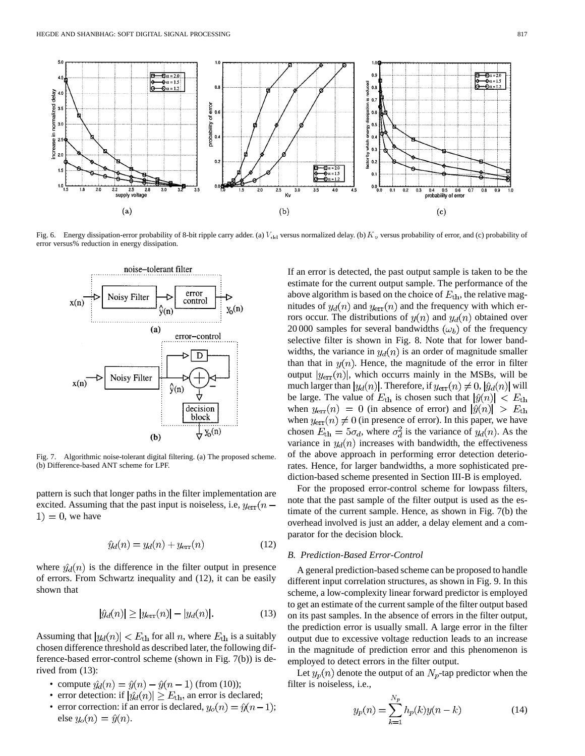Fig. 6. Energy dissipation-error probability of 8-bit ripple carry adder. (a) $V_{dd}$ versus normalized delay. (b) $K_v$ versus probability of error, and (c) probability of error versus% reduction in energy dissipation.

Fig. 7. Algorithmic noise-tolerant digital filtering. (a) The proposed scheme. (b) Difference-based ANT scheme for LPF.

pattern is such that longer paths in the filter implementation are excited. Assuming that the past input is noiseless, i.e, $y_{\mathrm{err}}(n-1)=0$, we have

$$\hat{y}_d(n) = y_d(n) + y_{\mathrm{err}}(n) \tag{12}$$

where $\hat{y}_d(n)$ is the difference in the filter output in presence of errors. From Schwartz inequality and (12), it can be easily shown that

$$|\hat{y}_d(n)| \geq |y_{\mathrm{err}}(n)| - |y_d(n)|. \tag{13}$$

Assuming that $|y_d(n)| < E_{\mathrm{th}}$ for all $n$, where $E_{\mathrm{th}}$ is a suitably chosen difference threshold as described later, the following difference-based error-control scheme (shown in Fig. 7(b)) is derived from (13):

- compute $\hat{y}_d(n) = \hat{y}(n) - \hat{y}(n-1)$ (from (10));
- error detection: if $|\hat{y}_d(n)| \geq E_{\mathrm{th}}$, an error is declared;
- error correction: if an error is declared, $y_o(n) = \hat{y}(n-1)$; else $y_o(n) = \hat{y}(n)$.

If an error is detected, the past output sample is taken to be the estimate for the current output sample. The performance of the above algorithm is based on the choice of $E_{\mathrm{th}}$, the relative magnitudes of $y_d(n)$ and $y_{\mathrm{err}}(n)$ and the frequency with which errors occur. The distributions of $y(n)$ and $y_d(n)$ obtained over 20 000 samples for several bandwidths $(\omega_b)$ of the frequency selective filter is shown in Fig. 8. Note that for lower bandwidths, the variance in $y_d(n)$ is an order of magnitude smaller than that in $y(n)$. Hence, the magnitude of the error in filter output $|y_{\mathrm{err}}(n)|$, which occurrs mainly in the MSBs, will be much larger than $|y_d(n)|$. Therefore, if $y_{\mathrm{err}}(n) \neq 0$, $|\hat{y}_d(n)|$ will be large. The value of $E_{\mathrm{th}}$ is chosen such that $|\hat{y}(n)| < E_{\mathrm{th}}$ when $y_{\mathrm{err}}(n) = 0$ (in absence of error) and $|\hat{y}(n)| > E_{\mathrm{th}}$ when $y_{\mathrm{err}}(n) \neq 0$ (in presence of error). In this paper, we have chosen $E_{\mathrm{th}} = 5\sigma_d$, where $\sigma_d^2$ is the variance of $y_d(n)$. As the variance in $y_d(n)$ increases with bandwidth, the effectiveness of the above approach in performing error detection deteriorates. Hence, for larger bandwidths, a more sophisticated prediction-based scheme presented in Section III-B is employed.

For the proposed error-control scheme for lowpass filters, note that the past sample of the filter output is used as the estimate of the current sample. Hence, as shown in Fig. 7(b) the overhead involved is just an adder, a delay element and a comparator for the decision block.

### B. Prediction-Based Error-Control

A general prediction-based scheme can be proposed to handle different input correlation structures, as shown in Fig. 9. In this scheme, a low-complexity linear forward predictor is employed to get an estimate of the current sample of the filter output based on its past samples. In the absence of errors in the filter output, the prediction error is usually small. A large error in the filter output due to excessive voltage reduction leads to an increase in the magnitude of prediction error and this phenomenon is employed to detect errors in the filter output.

Let $y_p(n)$ denote the output of an $N_p$-tap predictor when the filter is noiseless, i.e.,

$$y_p(n) = \sum_{k=1}^{N_p} h_p(k) y(n-k) \tag{14}$$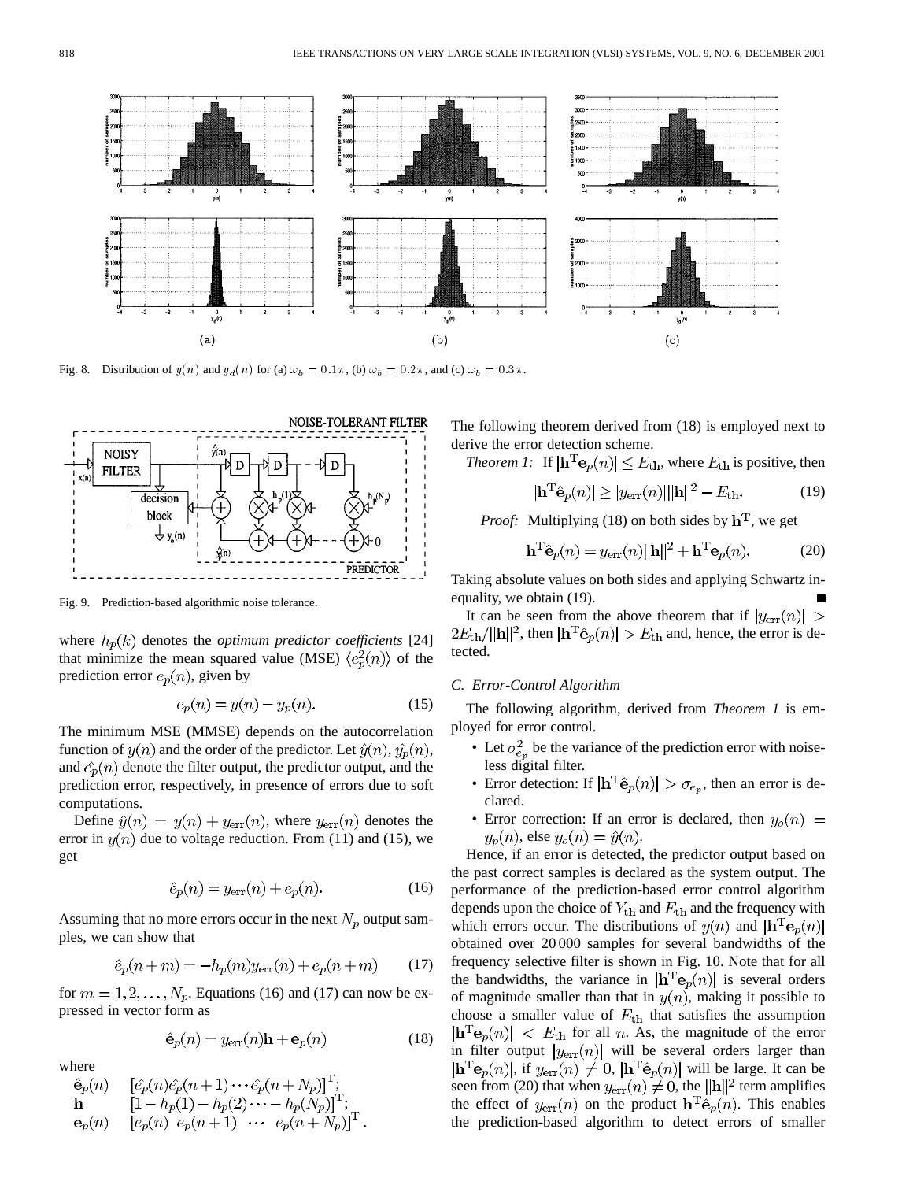Fig. 8. Distribution of $y(n)$ and $y_d(n)$ for (a) $\omega_b = 0.1\pi$, (b) $\omega_b = 0.2\pi$, and (c) $\omega_b = 0.3\pi$.

Fig. 9. Prediction-based algorithmic noise tolerance.

where $h_p(k)$ denotes the *optimum predictor coefficients* [24] that minimize the mean squared value (MSE) $\langle e_p^2(n)\rangle$ of the prediction error $e_p(n)$, given by

$$e_p(n) = y(n) - y_p(n). \tag{15}$$

The minimum MSE (MMSE) depends on the autocorrelation function of $y(n)$ and the order of the predictor. Let $\hat{y}(n)$, $\hat{y_p}(n)$, and $\hat{e_p}(n)$ denote the filter output, the predictor output, and the prediction error, respectively, in presence of errors due to soft computations.

Define $\hat{y}(n) = y(n) + y_{\text{err}}(n)$, where $y_{\text{err}}(n)$ denotes the error in $y(n)$ due to voltage reduction. From (11) and (15), we get

$$\hat{e}_p(n) = y_{\text{err}}(n) + e_p(n). \tag{16}$$

Assuming that no more errors occur in the next $N_p$ output samples, we can show that

$$\hat{e}_p(n+m) = -h_p(m)y_{\text{err}}(n) + e_p(n+m) \tag{17}$$

for $m = 1, 2, \ldots, N_p$. Equations (16) and (17) can now be expressed in vector form as

$$\hat{\mathbf{e}}_p(n) = y_{\text{err}}(n)\mathbf{h} + \mathbf{e}_p(n) \tag{18}$$

where

$$\hat{\mathbf{e}}_p(n) \quad [\hat{e}_p(n)\hat{e}_p(n+1)\cdots\hat{e}_p(n+N_p)]^{\text{T}};$$
$$\mathbf{h} \quad [1 - h_p(1) - h_p(2)\cdots - h_p(N_p)]^{\text{T}};$$
$$\mathbf{e}_p(n) \quad [e_p(n)\ e_p(n+1)\ \cdots\ e_p(n+N_p)]^{\text{T}}.$$

The following theorem derived from (18) is employed next to derive the error detection scheme.

*Theorem 1:* If $|\mathbf{h}^{\text{T}}\mathbf{e}_p(n)| \leq E_{\text{th}}$, where $E_{\text{th}}$ is positive, then

$$|\mathbf{h}^{\text{T}}\hat{\mathbf{e}}_p(n)| \geq |y_{\text{err}}(n)|\|\mathbf{h}\|^2 - E_{\text{th}}. \tag{19}$$

*Proof:* Multiplying (18) on both sides by $\mathbf{h}^{\text{T}}$, we get

$$\mathbf{h}^{\text{T}}\hat{\mathbf{e}}_p(n) = y_{\text{err}}(n)\|\mathbf{h}\|^2 + \mathbf{h}^{\text{T}}\mathbf{e}_p(n). \tag{20}$$

Taking absolute values on both sides and applying Schwartz inequality, we obtain (19). ■

It can be seen from the above theorem that if $|y_{\text{err}}(n)| > 2E_{\text{th}}/\|\mathbf{h}\|^2$, then $|\mathbf{h}^{\text{T}}\hat{\mathbf{e}}_p(n)| > E_{\text{th}}$ and, hence, the error is detected.

### C. Error-Control Algorithm

The following algorithm, derived from *Theorem 1* is employed for error control.

- Let $\sigma_{e_p}^2$ be the variance of the prediction error with noiseless digital filter.
- Error detection: If $|\mathbf{h}^{\text{T}}\hat{\mathbf{e}}_p(n)| > \sigma_{e_p}$, then an error is declared.
- Error correction: If an error is declared, then $y_o(n) = y_p(n)$, else $y_o(n) = \hat{y}(n)$.

Hence, if an error is detected, the predictor output based on the past correct samples is declared as the system output. The performance of the prediction-based error control algorithm depends upon the choice of $Y_{\text{th}}$ and $E_{\text{th}}$ and the frequency with which errors occur. The distributions of $y(n)$ and $|\mathbf{h}^{\text{T}}\mathbf{e}_p(n)|$ obtained over 20 000 samples for several bandwidths of the frequency selective filter is shown in Fig. 10. Note that for all the bandwidths, the variance in $|\mathbf{h}^{\text{T}}\mathbf{e}_p(n)|$ is several orders of magnitude smaller than that in $y(n)$, making it possible to choose a smaller value of $E_{\text{th}}$ that satisfies the assumption $|\mathbf{h}^{\text{T}}\mathbf{e}_p(n)| < E_{\text{th}}$ for all $n$. As, the magnitude of the error in filter output $|y_{\text{err}}(n)|$ will be several orders larger than $|\mathbf{h}^{\text{T}}\mathbf{e}_p(n)|$, if $y_{\text{err}}(n) \neq 0$, $|\mathbf{h}^{\text{T}}\hat{\mathbf{e}}_p(n)|$ will be large. It can be seen from (20) that when $y_{\text{err}}(n) \neq 0$, the $\|\mathbf{h}\|^2$ term amplifies the effect of $y_{\text{err}}(n)$ on the product $\mathbf{h}^{\text{T}}\hat{\mathbf{e}}_p(n)$. This enables the prediction-based algorithm to detect errors of smaller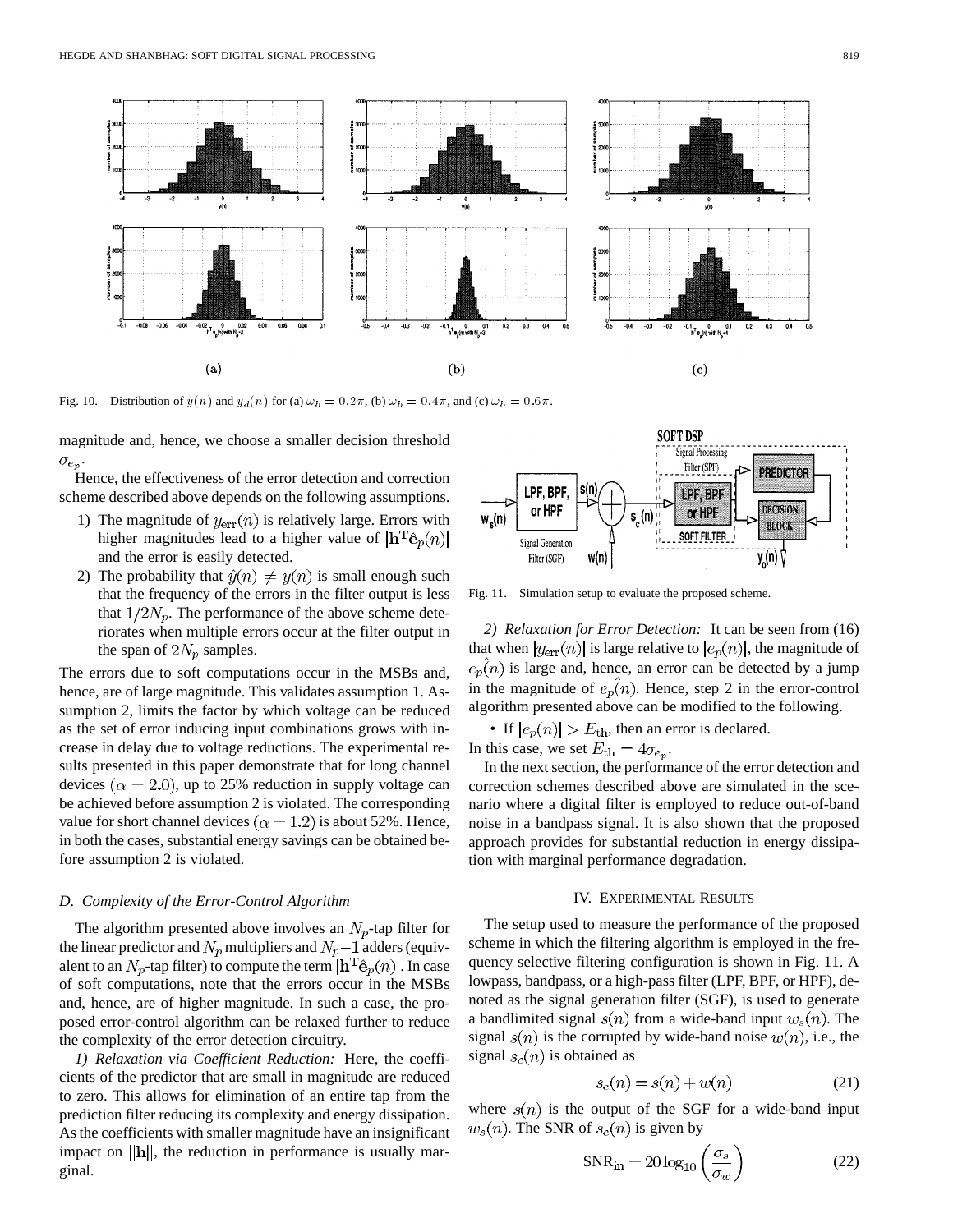Fig. 10. Distribution of $y(n)$ and $y_d(n)$ for (a) $\omega_b = 0.2\pi$, (b) $\omega_b = 0.4\pi$, and (c) $\omega_b = 0.6\pi$.

magnitude and, hence, we choose a smaller decision threshold $\sigma_{e_p}$.

Hence, the effectiveness of the error detection and correction scheme described above depends on the following assumptions.

1) The magnitude of $y_{\text{err}}(n)$ is relatively large. Errors with higher magnitudes lead to a higher value of $|\mathbf{h}^{\mathrm{T}}\hat{\mathbf{e}}_p(n)|$ and the error is easily detected.
2) The probability that $\hat{y}(n) \neq y(n)$ is small enough such that the frequency of the errors in the filter output is less that $1/2N_p$. The performance of the above scheme deteriorates when multiple errors occur at the filter output in the span of $2N_p$ samples.

The errors due to soft computations occur in the MSBs and, hence, are of large magnitude. This validates assumption 1. Assumption 2, limits the factor by which voltage can be reduced as the set of error inducing input combinations grows with increase in delay due to voltage reductions. The experimental results presented in this paper demonstrate that for long channel devices ($\alpha = 2.0$), up to 25% reduction in supply voltage can be achieved before assumption 2 is violated. The corresponding value for short channel devices ($\alpha = 1.2$) is about 52%. Hence, in both the cases, substantial energy savings can be obtained before assumption 2 is violated.

### D. Complexity of the Error-Control Algorithm

The algorithm presented above involves an $N_p$-tap filter for the linear predictor and $N_p$ multipliers and $N_p-1$ adders (equivalent to an $N_p$-tap filter) to compute the term $|\mathbf{h}^{\mathrm{T}}\hat{\mathbf{e}}_p(n)|$. In case of soft computations, note that the errors occur in the MSBs and, hence, are of higher magnitude. In such a case, the proposed error-control algorithm can be relaxed further to reduce the complexity of the error detection circuitry.

*1) Relaxation via Coefficient Reduction:* Here, the coefficients of the predictor that are small in magnitude are reduced to zero. This allows for elimination of an entire tap from the prediction filter reducing its complexity and energy dissipation. As the coefficients with smaller magnitude have an insignificant impact on $\|\mathbf{h}\|$, the reduction in performance is usually marginal.

Fig. 11. Simulation setup to evaluate the proposed scheme.

*2) Relaxation for Error Detection:* It can be seen from (16) that when $|y_{\text{err}}(n)|$ is large relative to $|e_p(n)|$, the magnitude of $\hat{e_p(n)}$ is large and, hence, an error can be detected by a jump in the magnitude of $\hat{e_p(n)}$. Hence, step 2 in the error-control algorithm presented above can be modified to the following.

- If $|e_p(n)| > E_{\text{th}}$, then an error is declared.

In this case, we set $E_{\text{th}} = 4\sigma_{e_p}$.

In the next section, the performance of the error detection and correction schemes described above are simulated in the scenario where a digital filter is employed to reduce out-of-band noise in a bandpass signal. It is also shown that the proposed approach provides for substantial reduction in energy dissipation with marginal performance degradation.

## IV. Experimental Results

The setup used to measure the performance of the proposed scheme in which the filtering algorithm is employed in the frequency selective filtering configuration is shown in Fig. 11. A lowpass, bandpass, or a high-pass filter (LPF, BPF, or HPF), denoted as the signal generation filter (SGF), is used to generate a bandlimited signal $s(n)$ from a wide-band input $w_s(n)$. The signal $s(n)$ is the corrupted by wide-band noise $w(n)$, i.e., the signal $s_c(n)$ is obtained as

$$s_c(n) = s(n) + w(n) \tag{21}$$

where $s(n)$ is the output of the SGF for a wide-band input $w_s(n)$. The SNR of $s_c(n)$ is given by

$$\text{SNR}_{\text{in}} = 20\log_{10}\left(\frac{\sigma_s}{\sigma_w}\right) \tag{22}$$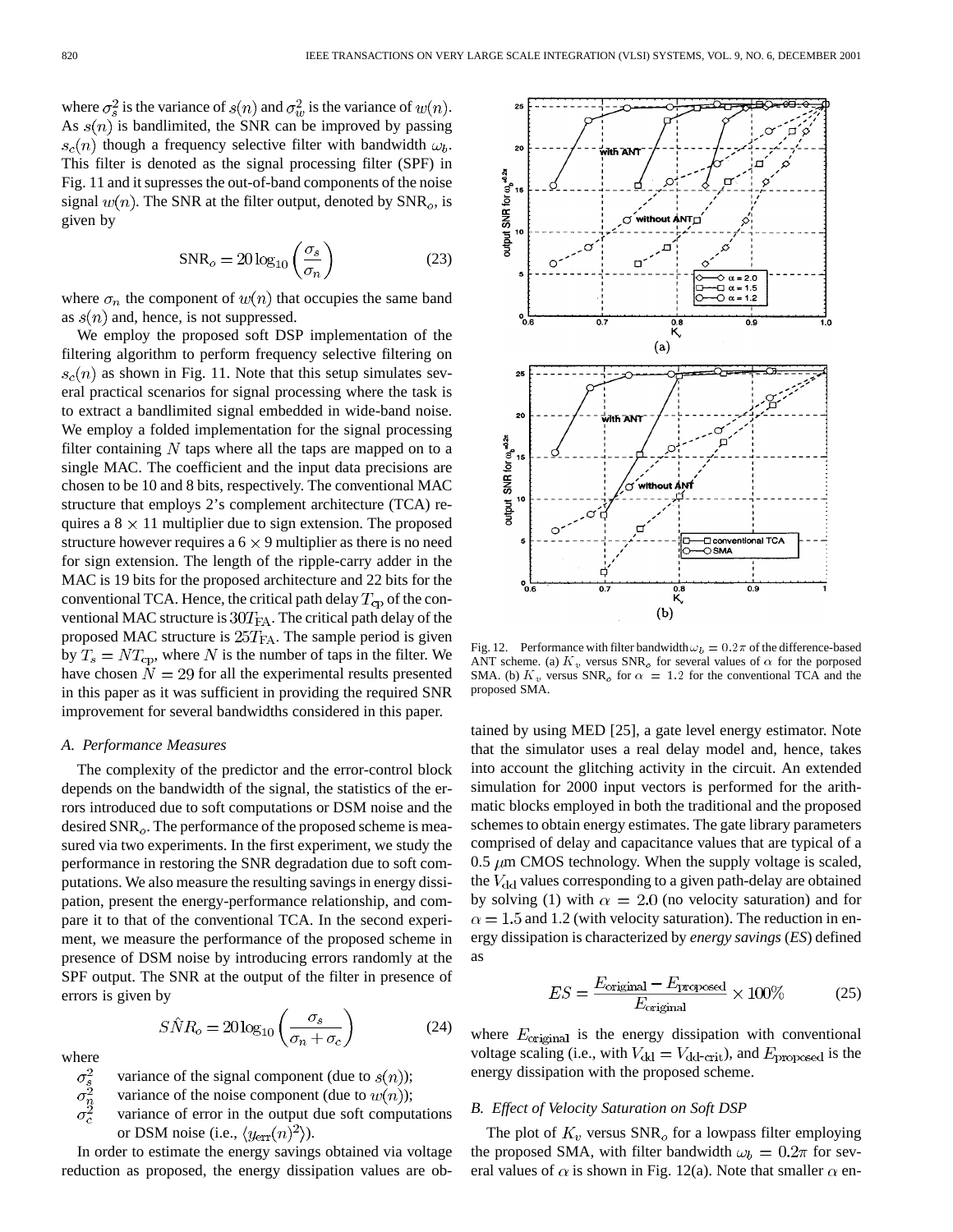where $\sigma_s^2$ is the variance of $s(n)$ and $\sigma_w^2$ is the variance of $w(n)$. As $s(n)$ is bandlimited, the SNR can be improved by passing $s_c(n)$ though a frequency selective filter with bandwidth $\omega_b$. This filter is denoted as the signal processing filter (SPF) in Fig. 11 and it supresses the out-of-band components of the noise signal $w(n)$. The SNR at the filter output, denoted by $\text{SNR}_o$, is given by

$$\text{SNR}_o = 20\log_{10}\left(\frac{\sigma_s}{\sigma_n}\right) \tag{23}$$

where $\sigma_n$ the component of $w(n)$ that occupies the same band as $s(n)$ and, hence, is not suppressed.

We employ the proposed soft DSP implementation of the filtering algorithm to perform frequency selective filtering on $s_c(n)$ as shown in Fig. 11. Note that this setup simulates several practical scenarios for signal processing where the task is to extract a bandlimited signal embedded in wide-band noise. We employ a folded implementation for the signal processing filter containing $N$ taps where all the taps are mapped on to a single MAC. The coefficient and the input data precisions are chosen to be 10 and 8 bits, respectively. The conventional MAC structure that employs 2's complement architecture (TCA) requires a $8 \times 11$ multiplier due to sign extension. The proposed structure however requires a $6 \times 9$ multiplier as there is no need for sign extension. The length of the ripple-carry adder in the MAC is 19 bits for the proposed architecture and 22 bits for the conventional TCA. Hence, the critical path delay $T_{\text{cp}}$ of the conventional MAC structure is $30T_{\text{FA}}$. The critical path delay of the proposed MAC structure is $25T_{\text{FA}}$. The sample period is given by $T_s = NT_{\text{cp}}$, where $N$ is the number of taps in the filter. We have chosen $N = 29$ for all the experimental results presented in this paper as it was sufficient in providing the required SNR improvement for several bandwidths considered in this paper.

### A. Performance Measures

The complexity of the predictor and the error-control block depends on the bandwidth of the signal, the statistics of the errors introduced due to soft computations or DSM noise and the desired $\text{SNR}_o$. The performance of the proposed scheme is measured via two experiments. In the first experiment, we study the performance in restoring the SNR degradation due to soft computations. We also measure the resulting savings in energy dissipation, present the energy-performance relationship, and compare it to that of the conventional TCA. In the second experiment, we measure the performance of the proposed scheme in presence of DSM noise by introducing errors randomly at the SPF output. The SNR at the output of the filter in presence of errors is given by

$$\hat{SNR}_o = 20\log_{10}\left(\frac{\sigma_s}{\sigma_n + \sigma_c}\right) \tag{24}$$

where

- $\sigma_s^2$ variance of the signal component (due to $s(n)$);
- $\sigma_n^2$ variance of the noise component (due to $w(n)$);
- $\sigma_c^2$ variance of error in the output due soft computations or DSM noise (i.e., $\langle y_{\text{err}}(n)^2\rangle$).

In order to estimate the energy savings obtained via voltage reduction as proposed, the energy dissipation values are obtained by using MED [25], a gate level energy estimator. Note that the simulator uses a real delay model and, hence, takes into account the glitching activity in the circuit. An extended simulation for 2000 input vectors is performed for the arithmatic blocks employed in both the traditional and the proposed schemes to obtain energy estimates. The gate library parameters comprised of delay and capacitance values that are typical of a 0.5 $\mu$m CMOS technology. When the supply voltage is scaled, the $V_{\text{dd}}$ values corresponding to a given path-delay are obtained by solving (1) with $\alpha = 2.0$ (no velocity saturation) and for $\alpha = 1.5$ and 1.2 (with velocity saturation). The reduction in energy dissipation is characterized by *energy savings* (*ES*) defined as

$$ES = \frac{E_{\text{original}} - E_{\text{proposed}}}{E_{\text{original}}} \times 100\% \tag{25}$$

where $E_{\text{original}}$ is the energy dissipation with conventional voltage scaling (i.e., with $V_{\text{dd}} = V_{\text{dd-crit}}$), and $E_{\text{proposed}}$ is the energy dissipation with the proposed scheme.

Fig. 12. Performance with filter bandwidth $\omega_b = 0.2\pi$ of the difference-based ANT scheme. (a) $K_v$ versus $\text{SNR}_o$ for several values of $\alpha$ for the porposed SMA. (b) $K_v$ versus $\text{SNR}_o$ for $\alpha = 1.2$ for the conventional TCA and the proposed SMA.

### B. Effect of Velocity Saturation on Soft DSP

The plot of $K_v$ versus $\text{SNR}_o$ for a lowpass filter employing the proposed SMA, with filter bandwidth $\omega_b = 0.2\pi$ for several values of $\alpha$ is shown in Fig. 12(a). Note that smaller $\alpha$ en-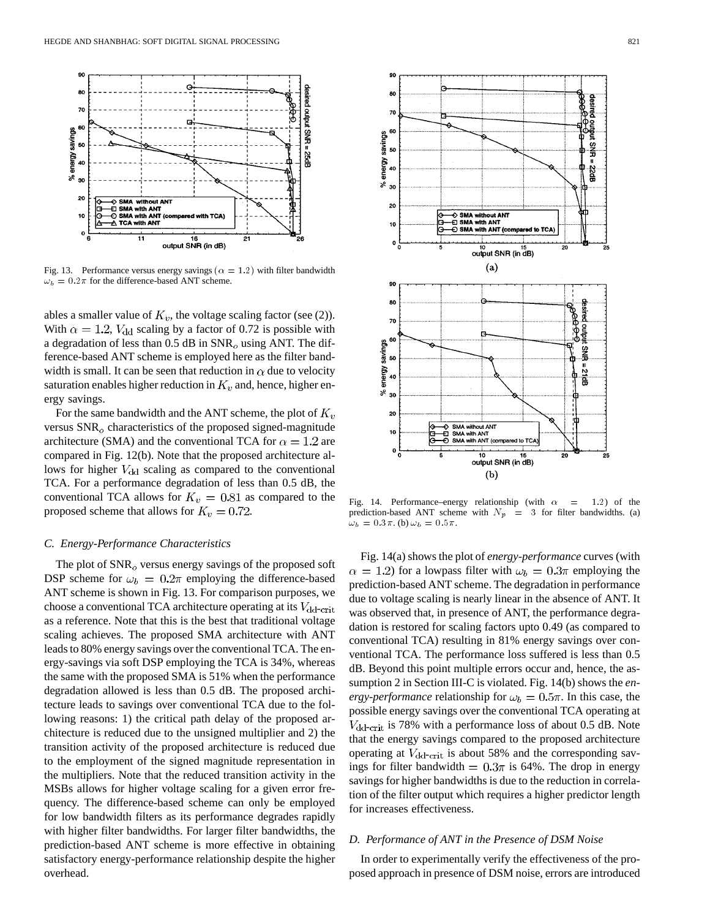Fig. 13. Performance versus energy savings $(\alpha = 1.2)$ with filter bandwidth $\omega_b = 0.2\pi$ for the difference-based ANT scheme.

ables a smaller value of $K_v$, the voltage scaling factor (see (2)). With $\alpha = 1.2$, $V_{\rm dd}$ scaling by a factor of 0.72 is possible with a degradation of less than 0.5 dB in $\text{SNR}_o$ using ANT. The difference-based ANT scheme is employed here as the filter bandwidth is small. It can be seen that reduction in $\alpha$ due to velocity saturation enables higher reduction in $K_v$ and, hence, higher energy savings.

For the same bandwidth and the ANT scheme, the plot of $K_v$ versus $\text{SNR}_o$ characteristics of the proposed signed-magnitude architecture (SMA) and the conventional TCA for $\alpha = 1.2$ are compared in Fig. 12(b). Note that the proposed architecture allows for higher $V_{\rm dd}$ scaling as compared to the conventional TCA. For a performance degradation of less than 0.5 dB, the conventional TCA allows for $K_v = 0.81$ as compared to the proposed scheme that allows for $K_v = 0.72$.

### C. Energy-Performance Characteristics

The plot of $\text{SNR}_o$ versus energy savings of the proposed soft DSP scheme for $\omega_b = 0.2\pi$ employing the difference-based ANT scheme is shown in Fig. 13. For comparison purposes, we choose a conventional TCA architecture operating at its $V_{\text{dd-crit}}$ as a reference. Note that this is the best that traditional voltage scaling achieves. The proposed SMA architecture with ANT leads to 80% energy savings over the conventional TCA. The energy-savings via soft DSP employing the TCA is 34%, whereas the same with the proposed SMA is 51% when the performance degradation allowed is less than 0.5 dB. The proposed architecture leads to savings over conventional TCA due to the following reasons: 1) the critical path delay of the proposed architecture is reduced due to the unsigned multiplier and 2) the transition activity of the proposed architecture is reduced due to the employment of the signed magnitude representation in the multipliers. Note that the reduced transition activity in the MSBs allows for higher voltage scaling for a given error frequency. The difference-based scheme can only be employed for low bandwidth filters as its performance degrades rapidly with higher filter bandwidths. For larger filter bandwidths, the prediction-based ANT scheme is more effective in obtaining satisfactory energy-performance relationship despite the higher overhead.

Fig. 14. Performance–energy relationship (with $\alpha = 1.2$) of the prediction-based ANT scheme with $N_p = 3$ for filter bandwidths. (a) $\omega_b = 0.3\pi$. (b) $\omega_b = 0.5\pi$.

Fig. 14(a) shows the plot of *energy-performance* curves (with $\alpha = 1.2$) for a lowpass filter with $\omega_b = 0.3\pi$ employing the prediction-based ANT scheme. The degradation in performance due to voltage scaling is nearly linear in the absence of ANT. It was observed that, in presence of ANT, the performance degradation is restored for scaling factors upto 0.49 (as compared to conventional TCA) resulting in 81% energy savings over conventional TCA. The performance loss suffered is less than 0.5 dB. Beyond this point multiple errors occur and, hence, the assumption 2 in Section III-C is violated. Fig. 14(b) shows the *energy-performance* relationship for $\omega_b = 0.5\pi$. In this case, the possible energy savings over the conventional TCA operating at $V_{\text{dd-crit}}$ is 78% with a performance loss of about 0.5 dB. Note that the energy savings compared to the proposed architecture operating at $V_{\text{dd-crit}}$ is about 58% and the corresponding savings for filter bandwidth $= 0.3\pi$ is 64%. The drop in energy savings for higher bandwidths is due to the reduction in correlation of the filter output which requires a higher predictor length for increases effectiveness.

### D. Performance of ANT in the Presence of DSM Noise

In order to experimentally verify the effectiveness of the proposed approach in presence of DSM noise, errors are introduced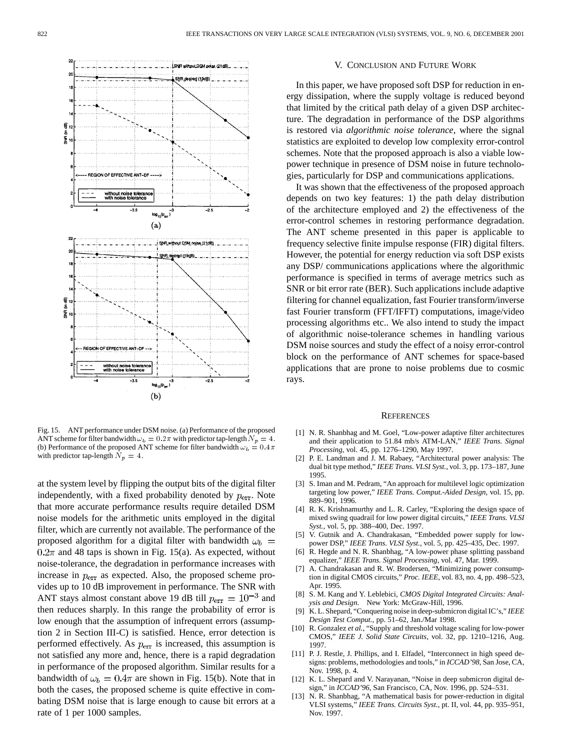Fig. 15. ANT performance under DSM noise. (a) Performance of the proposed ANT scheme for filter bandwidth $\omega_b = 0.2\pi$ with predictor tap-length $N_p = 4$. (b) Performance of the proposed ANT scheme for filter bandwidth $\omega_b = 0.4\pi$ with predictor tap-length $N_p = 4$.

at the system level by flipping the output bits of the digital filter independently, with a fixed probability denoted by $p_{\rm err}$. Note that more accurate performance results require detailed DSM noise models for the arithmetic units employed in the digital filter, which are currently not available. The performance of the proposed algorithm for a digital filter with bandwidth $\omega_b = 0.2\pi$ and 48 taps is shown in Fig. 15(a). As expected, without noise-tolerance, the degradation in performance increases with increase in $p_{\rm err}$ as expected. Also, the proposed scheme provides up to 10 dB improvement in performance. The SNR with ANT stays almost constant above 19 dB till $p_{\rm err} = 10^{-3}$ and then reduces sharply. In this range the probability of error is low enough that the assumption of infrequent errors (assumption 2 in Section III-C) is satisfied. Hence, error detection is performed effectively. As $p_{\rm err}$ is increased, this assumption is not satisfied any more and, hence, there is a rapid degradation in performance of the proposed algorithm. Similar results for a bandwidth of $\omega_b = 0.4\pi$ are shown in Fig. 15(b). Note that in both the cases, the proposed scheme is quite effective in combating DSM noise that is large enough to cause bit errors at a rate of 1 per 1000 samples.

## V. Conclusion and Future Work

In this paper, we have proposed soft DSP for reduction in energy dissipation, where the supply voltage is reduced beyond that limited by the critical path delay of a given DSP architecture. The degradation in performance of the DSP algorithms is restored via *algorithmic noise tolerance*, where the signal statistics are exploited to develop low complexity error-control schemes. Note that the proposed approach is also a viable low-power technique in presence of DSM noise in future technologies, particularly for DSP and communications applications.

It was shown that the effectiveness of the proposed approach depends on two key features: 1) the path delay distribution of the architecture employed and 2) the effectiveness of the error-control schemes in restoring performance degradation. The ANT scheme presented in this paper is applicable to frequency selective finite impulse response (FIR) digital filters. However, the potential for energy reduction via soft DSP exists any DSP/ communications applications where the algorithmic performance is specified in terms of average metrics such as SNR or bit error rate (BER). Such applications include adaptive filtering for channel equalization, fast Fourier transform/inverse fast Fourier transform (FFT/IFFT) computations, image/video processing algorithms etc.. We also intend to study the impact of algorithmic noise-tolerance schemes in handling various DSM noise sources and study the effect of a noisy error-control block on the performance of ANT schemes for space-based applications that are prone to noise problems due to cosmic rays.

## References

[1] N. R. Shanbhag and M. Goel, "Low-power adaptive filter architectures and their application to 51.84 mb/s ATM-LAN," *IEEE Trans. Signal Processing*, vol. 45, pp. 1276–1290, May 1997.

[2] P. E. Landman and J. M. Rabaey, "Architectural power analysis: The dual bit type method," *IEEE Trans. VLSI Syst.*, vol. 3, pp. 173–187, June 1995.

[3] S. Iman and M. Pedram, "An approach for multilevel logic optimization targeting low power," *IEEE Trans. Comput.-Aided Design*, vol. 15, pp. 889–901, 1996.

[4] R. K. Krishnamurthy and L. R. Carley, "Exploring the design space of mixed swing quadrail for low power digital circuits," *IEEE Trans. VLSI Syst.*, vol. 5, pp. 388–400, Dec. 1997.

[5] V. Gutnik and A. Chandrakasan, "Embedded power supply for low-power DSP," *IEEE Trans. VLSI Syst.*, vol. 5, pp. 425–435, Dec. 1997.

[6] R. Hegde and N. R. Shanbhag, "A low-power phase splitting passband equalizer," *IEEE Trans. Signal Processing*, vol. 47, Mar. 1999.

[7] A. Chandrakasan and R. W. Brodersen, "Minimizing power consumption in digital CMOS circuits," *Proc. IEEE*, vol. 83, no. 4, pp. 498–523, Apr. 1995.

[8] S. M. Kang and Y. Leblebici, *CMOS Digital Integrated Circuits: Analysis and Design*. New York: McGraw-Hill, 1996.

[9] K. L. Shepard, "Conquering noise in deep-submicron digital IC's," *IEEE Design Test Comput.*, pp. 51–62, Jan./Mar 1998.

[10] R. Gonzalez *et al.*, "Supply and threshold voltage scaling for low-power CMOS," *IEEE J. Solid State Circuits*, vol. 32, pp. 1210–1216, Aug. 1997.

[11] P. J. Restle, J. Phillips, and I. Elfadel, "Interconnect in high speed designs: problems, methodologies and tools," in *ICCAD'98*, San Jose, CA, Nov. 1998, p. 4.

[12] K. L. Shepard and V. Narayanan, "Noise in deep submicron digital design," in *ICCAD'96*, San Francisco, CA, Nov. 1996, pp. 524–531.

[13] N. R. Shanbhag, "A mathematical basis for power-reduction in digital VLSI systems," *IEEE Trans. Circuits Syst.*, pt. II, vol. 44, pp. 935–951, Nov. 1997.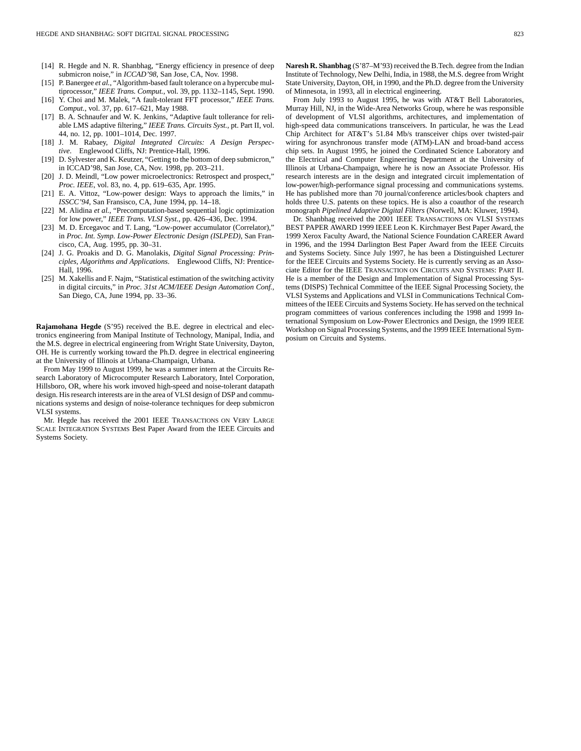[14] R. Hegde and N. R. Shanbhag, “Energy efficiency in presence of deep submicron noise,” in *ICCAD’98*, San Jose, CA, Nov. 1998.

[15] P. Banergee *et al.*, “Algorithm-based fault tolerance on a hypercube multiprocessor,” *IEEE Trans. Comput.*, vol. 39, pp. 1132–1145, Sept. 1990.

[16] Y. Choi and M. Malek, “A fault-tolerant FFT processor,” *IEEE Trans. Comput.*, vol. 37, pp. 617–621, May 1988.

[17] B. A. Schnaufer and W. K. Jenkins, “Adaptive fault tollerance for reliable LMS adaptive filtering,” *IEEE Trans. Circuits Syst.*, pt. Part II, vol. 44, no. 12, pp. 1001–1014, Dec. 1997.

[18] J. M. Rabaey, *Digital Integrated Circuits: A Design Perspective*. Englewood Cliffs, NJ: Prentice-Hall, 1996.

[19] D. Sylvester and K. Keutzer, “Getting to the bottom of deep submicron,” in ICCAD’98, San Jose, CA, Nov. 1998, pp. 203–211.

[20] J. D. Meindl, “Low power microelectronics: Retrospect and prospect,” *Proc. IEEE*, vol. 83, no. 4, pp. 619–635, Apr. 1995.

[21] E. A. Vittoz, “Low-power design: Ways to approach the limits,” in *ISSCC’94*, San Fransisco, CA, June 1994, pp. 14–18.

[22] M. Alidina *et al.*, “Precomputation-based sequential logic optimization for low power,” *IEEE Trans. VLSI Syst.*, pp. 426–436, Dec. 1994.

[23] M. D. Ercegavoc and T. Lang, “Low-power accumulator (Correlator),” in *Proc. Int. Symp. Low-Power Electronic Design (ISLPED)*, San Francisco, CA, Aug. 1995, pp. 30–31.

[24] J. G. Proakis and D. G. Manolakis, *Digital Signal Processing: Principles, Algorithms and Applications*. Englewood Cliffs, NJ: Prentice-Hall, 1996.

[25] M. Xakellis and F. Najm, “Statistical estimation of the switching activity in digital circuits,” in *Proc. 31st ACM/IEEE Design Automation Conf.*, San Diego, CA, June 1994, pp. 33–36.

**Rajamohana Hegde** (S’95) received the B.E. degree in electrical and electronics engineering from Manipal Institute of Technology, Manipal, India, and the M.S. degree in electrical engineering from Wright State University, Dayton, OH. He is currently working toward the Ph.D. degree in electrical engineering at the University of Illinois at Urbana-Champaign, Urbana.

From May 1999 to August 1999, he was a summer intern at the Circuits Research Laboratory of Microcomputer Research Laboratory, Intel Corporation, Hillsboro, OR, where his work invoved high-speed and noise-tolerant datapath design. His research interests are in the area of VLSI design of DSP and communications systems and design of noise-tolerance techniques for deep submicron VLSI systems.

Mr. Hegde has received the 2001 IEEE Transactions on Very Large Scale Integration Systems Best Paper Award from the IEEE Circuits and Systems Society.

**Naresh R. Shanbhag** (S’87–M’93) received the B.Tech. degree from the Indian Institute of Technology, New Delhi, India, in 1988, the M.S. degree from Wright State University, Dayton, OH, in 1990, and the Ph.D. degree from the University of Minnesota, in 1993, all in electrical engineering.

From July 1993 to August 1995, he was with AT&T Bell Laboratories, Murray Hill, NJ, in the Wide-Area Networks Group, where he was responsible of development of VLSI algorithms, architectures, and implementation of high-speed data communications transceivers. In particular, he was the Lead Chip Architect for AT&T’s 51.84 Mb/s transceiver chips over twisted-pair wiring for asynchronous transfer mode (ATM)-LAN and broad-band access chip sets. In August 1995, he joined the Cordinated Science Laboratory and the Electrical and Computer Engineering Department at the University of Illinois at Urbana-Champaign, where he is now an Associate Professor. His research interests are in the design and integrated circuit implementation of low-power/high-performance signal processing and communications systems. He has published more than 70 journal/conference articles/book chapters and holds three U.S. patents on these topics. He is also a coauthor of the research monograph *Pipelined Adaptive Digital Filters* (Norwell, MA: Kluwer, 1994).

Dr. Shanbhag received the 2001 IEEE Transactions on VLSI Systems BEST PAPER AWARD 1999 IEEE Leon K. Kirchmayer Best Paper Award, the 1999 Xerox Faculty Award, the National Science Foundation CAREER Award in 1996, and the 1994 Darlington Best Paper Award from the IEEE Circuits and Systems Society. Since July 1997, he has been a Distinguished Lecturer for the IEEE Circuits and Systems Society. He is currently serving as an Associate Editor for the IEEE Transaction on Circuits and Systems: Part II. He is a member of the Design and Implementation of Signal Processing Systems (DISPS) Technical Committee of the IEEE Signal Processing Society, the VLSI Systems and Applications and VLSI in Communications Technical Committees of the IEEE Circuits and Systems Society. He has served on the technical program committees of various conferences including the 1998 and 1999 International Symposium on Low-Power Electronics and Design, the 1999 IEEE Workshop on Signal Processing Systems, and the 1999 IEEE International Symposium on Circuits and Systems.